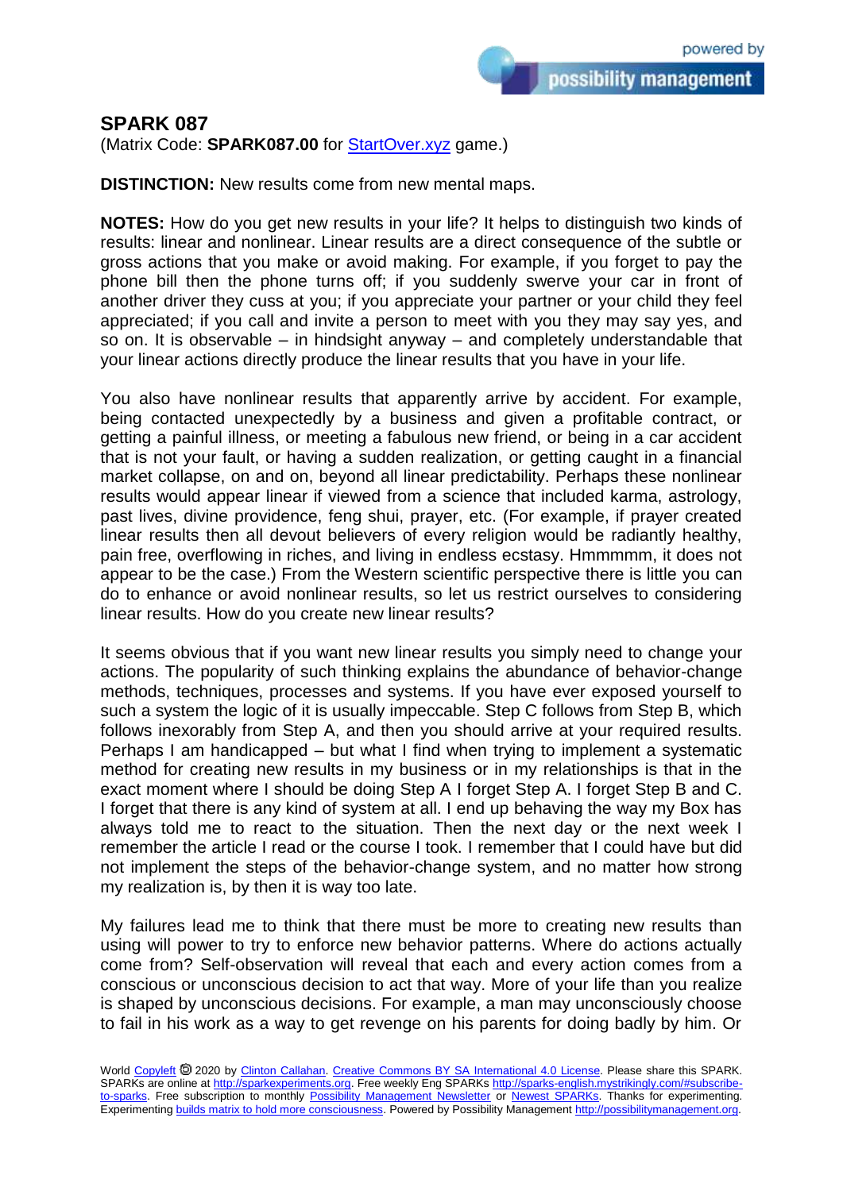## SPARK 087

(Matrix Code: **SPARK087.00** for [StartOver.xyz](StartOver.xyz) game.)

**DISTINCTION:** New results come from new mental maps.

**NOTES:** How do you get new results in your life? It helps to distinguish two kinds of results: linear and nonlinear. Linear results are a direct consequence of the subtle or gross actions that you make or avoid making. For example, if you forget to pay the phone bill then the phone turns off; if you suddenly swerve your car in front of another driver they cuss at you; if you appreciate your partner or your child they feel appreciated; if you call and invite a person to meet with you they may say yes, and so on. It is observable – in hindsight anyway – and completely understandable that your linear actions directly produce the linear results that you have in your life.

You also have nonlinear results that apparently arrive by accident. For example, being contacted unexpectedly by a business and given a profitable contract, or getting a painful illness, or meeting a fabulous new friend, or being in a car accident that is not your fault, or having a sudden realization, or getting caught in a financial market collapse, on and on, beyond all linear predictability. Perhaps these nonlinear results would appear linear if viewed from a science that included karma, astrology, past lives, divine providence, feng shui, prayer, etc. (For example, if prayer created linear results then all devout believers of every religion would be radiantly healthy, pain free, overflowing in riches, and living in endless ecstasy. Hmmmmm, it does not appear to be the case.) From the Western scientific perspective there is little you can do to enhance or avoid nonlinear results, so let us restrict ourselves to considering linear results. How do you create new linear results?

It seems obvious that if you want new linear results you simply need to change your actions. The popularity of such thinking explains the abundance of behavior-change methods, techniques, processes and systems. If you have ever exposed yourself to such a system the logic of it is usually impeccable. Step C follows from Step B, which follows inexorably from Step A, and then you should arrive at your required results. Perhaps I am handicapped – but what I find when trying to implement a systematic method for creating new results in my business or in my relationships is that in the exact moment where I should be doing Step A I forget Step A. I forget Step B and C. I forget that there is any kind of system at all. I end up behaving the way my Box has always told me to react to the situation. Then the next day or the next week I remember the article I read or the course I took. I remember that I could have but did not implement the steps of the behavior-change system, and no matter how strong my realization is, by then it is way too late.

My failures lead me to think that there must be more to creating new results than using will power to try to enforce new behavior patterns. Where do actions actually come from? Self-observation will reveal that each and every action comes from a conscious or unconscious decision to act that way. More of your life than you realize is shaped by unconscious decisions. For example, a man may unconsciously choose to fail in his work as a way to get revenge on his parents for doing badly by him. Or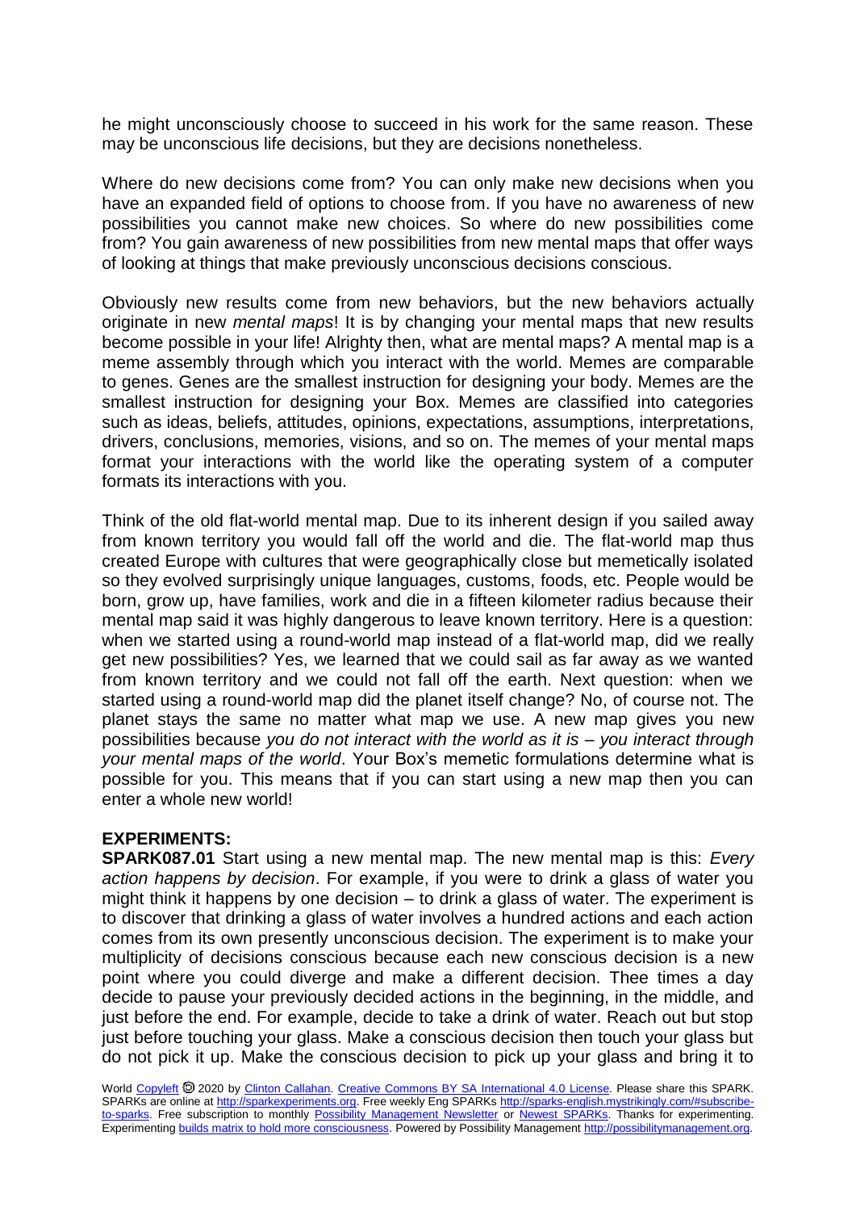he might unconsciously choose to succeed in his work for the same reason. These may be unconscious life decisions, but they are decisions nonetheless.

Where do new decisions come from? You can only make new decisions when you have an expanded field of options to choose from. If you have no awareness of new possibilities you cannot make new choices. So where do new possibilities come from? You gain awareness of new possibilities from new mental maps that offer ways of looking at things that make previously unconscious decisions conscious.

Obviously new results come from new behaviors, but the new behaviors actually originate in new *mental maps*! It is by changing your mental maps that new results become possible in your life! Alrighty then, what are mental maps? A mental map is a meme assembly through which you interact with the world. Memes are comparable to genes. Genes are the smallest instruction for designing your body. Memes are the smallest instruction for designing your Box. Memes are classified into categories such as ideas, beliefs, attitudes, opinions, expectations, assumptions, interpretations, drivers, conclusions, memories, visions, and so on. The memes of your mental maps format your interactions with the world like the operating system of a computer formats its interactions with you.

Think of the old flat-world mental map. Due to its inherent design if you sailed away from known territory you would fall off the world and die. The flat-world map thus created Europe with cultures that were geographically close but memetically isolated so they evolved surprisingly unique languages, customs, foods, etc. People would be born, grow up, have families, work and die in a fifteen kilometer radius because their mental map said it was highly dangerous to leave known territory. Here is a question: when we started using a round-world map instead of a flat-world map, did we really get new possibilities? Yes, we learned that we could sail as far away as we wanted from known territory and we could not fall off the earth. Next question: when we started using a round-world map did the planet itself change? No, of course not. The planet stays the same no matter what map we use. A new map gives you new possibilities because *you do not interact with the world as it is – you interact through your mental maps of the world*. Your Box's memetic formulations determine what is possible for you. This means that if you can start using a new map then you can enter a whole new world!

**EXPERIMENTS:**

**SPARK087.01** Start using a new mental map. The new mental map is this: *Every action happens by decision*. For example, if you were to drink a glass of water you might think it happens by one decision – to drink a glass of water. The experiment is to discover that drinking a glass of water involves a hundred actions and each action comes from its own presently unconscious decision. The experiment is to make your multiplicity of decisions conscious because each new conscious decision is a new point where you could diverge and make a different decision. Thee times a day decide to pause your previously decided actions in the beginning, in the middle, and just before the end. For example, decide to take a drink of water. Reach out but stop just before touching your glass. Make a conscious decision then touch your glass but do not pick it up. Make the conscious decision to pick up your glass and bring it to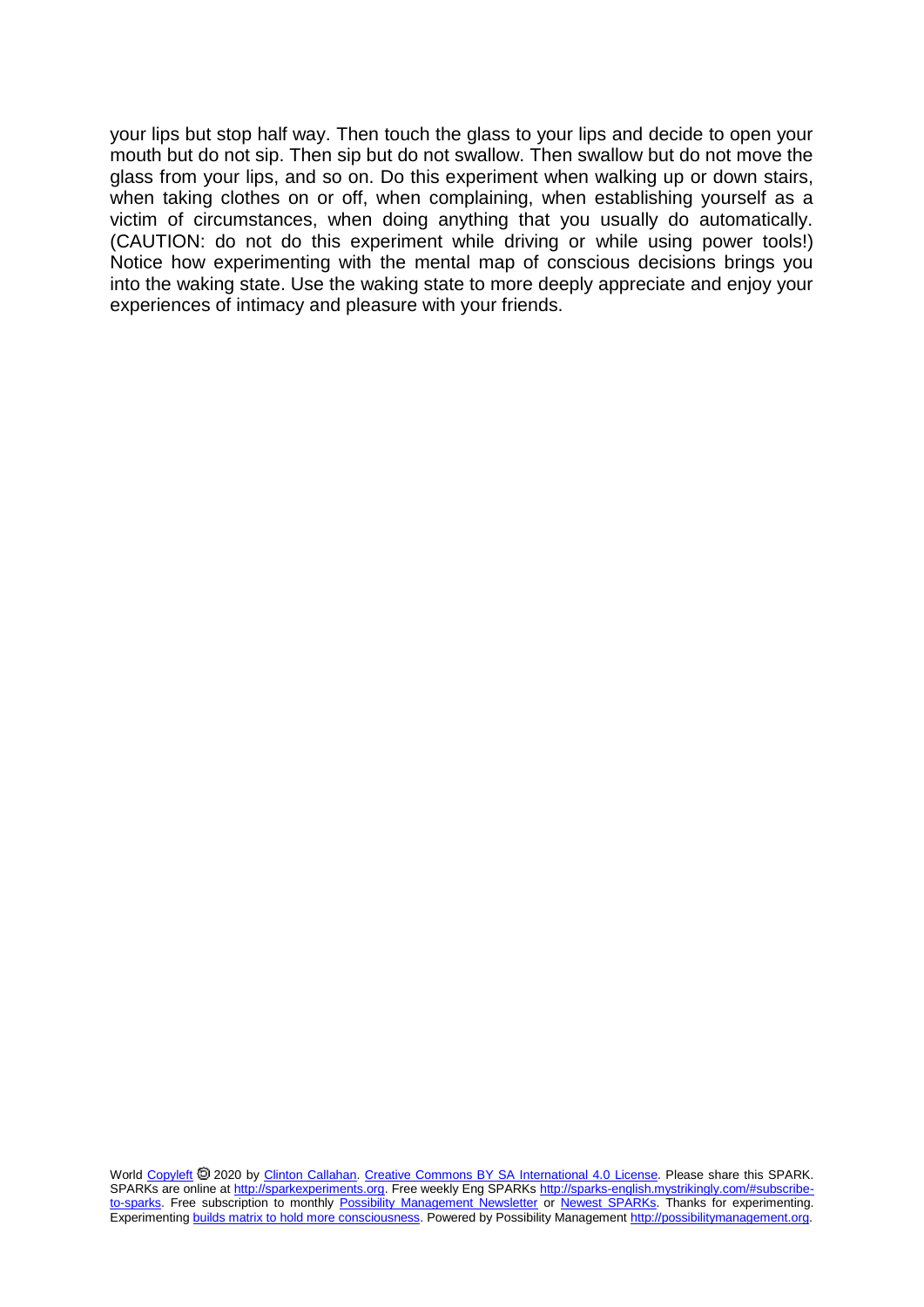your lips but stop half way. Then touch the glass to your lips and decide to open your mouth but do not sip. Then sip but do not swallow. Then swallow but do not move the glass from your lips, and so on. Do this experiment when walking up or down stairs, when taking clothes on or off, when complaining, when establishing yourself as a victim of circumstances, when doing anything that you usually do automatically. (CAUTION: do not do this experiment while driving or while using power tools!) Notice how experimenting with the mental map of conscious decisions brings you into the waking state. Use the waking state to more deeply appreciate and enjoy your experiences of intimacy and pleasure with your friends.

World Copyleft 🄯 2020 by Clinton Callahan. Creative Commons BY SA International 4.0 License. Please share this SPARK. SPARKs are online at http://sparkexperiments.org. Free weekly Eng SPARKs http://sparks-english.mystrikingly.com/#subscribe-to-sparks. Free subscription to monthly Possibility Management Newsletter or Newest SPARKs. Thanks for experimenting. Experimenting builds matrix to hold more consciousness. Powered by Possibility Management http://possibilitymanagement.org.